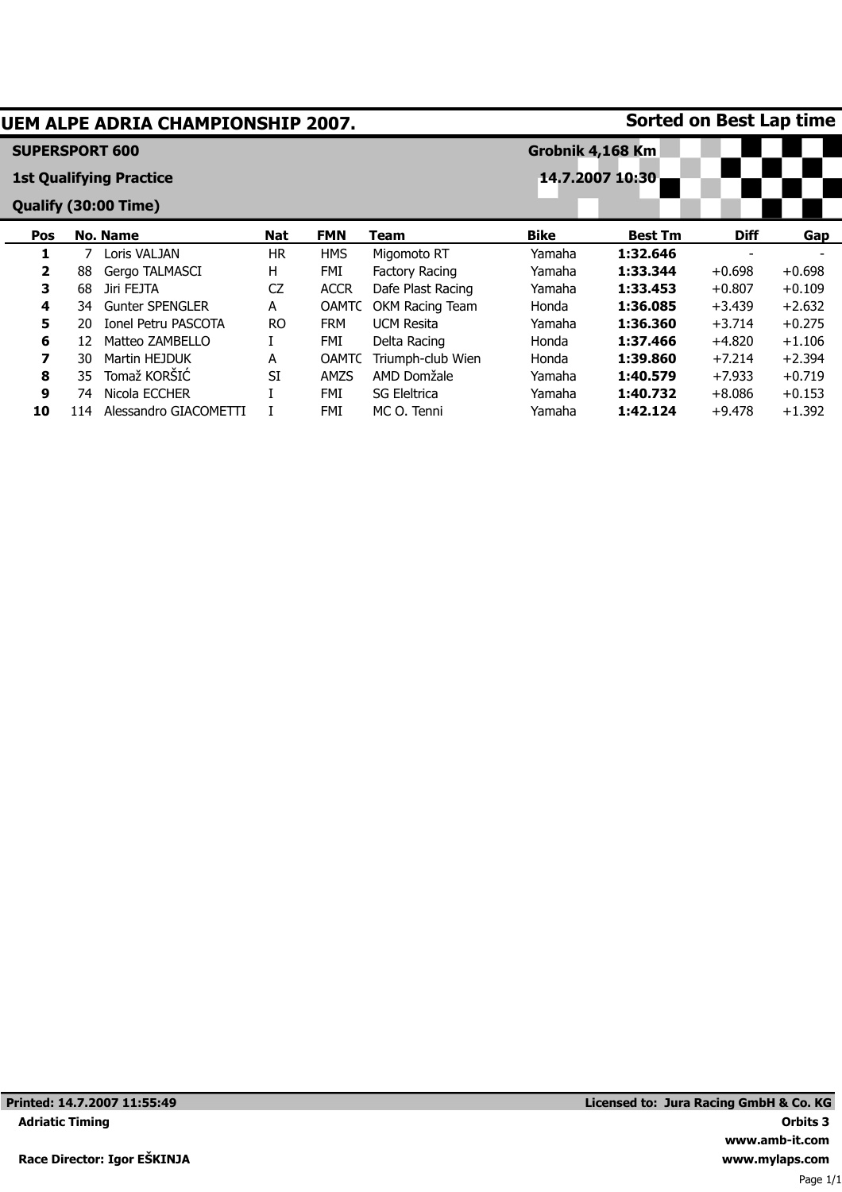# UEM ALPE ADRIA CHAMPIONSHIP 2007.

**Sorted on Best Lap time**

**SUPERSPORT 600**

**1st Qualifying Practice**

**Qualify (30:00 Time)**

**Grobnik 4,168 Km**

**14.7.2007 10:30**

| Pos | No. | Name | Nat | FMN | Team | Bike | Best Tm | Diff | Gap |
|---|---|---|---|---|---|---|---|---|---|
| **1** | 7 | Loris VALJAN | HR | HMS | Migomoto RT | Yamaha | **1:32.646** | - | - |
| **2** | 88 | Gergo TALMASCI | H | FMI | Factory Racing | Yamaha | **1:33.344** | +0.698 | +0.698 |
| **3** | 68 | Jiri FEJTA | CZ | ACCR | Dafe Plast Racing | Yamaha | **1:33.453** | +0.807 | +0.109 |
| **4** | 34 | Gunter SPENGLER | A | OAMTC | OKM Racing Team | Honda | **1:36.085** | +3.439 | +2.632 |
| **5** | 20 | Ionel Petru PASCOTA | RO | FRM | UCM Resita | Yamaha | **1:36.360** | +3.714 | +0.275 |
| **6** | 12 | Matteo ZAMBELLO | I | FMI | Delta Racing | Honda | **1:37.466** | +4.820 | +1.106 |
| **7** | 30 | Martin HEJDUK | A | OAMTC | Triumph-club Wien | Honda | **1:39.860** | +7.214 | +2.394 |
| **8** | 35 | Tomaž KORŠIĆ | SI | AMZS | AMD Domžale | Yamaha | **1:40.579** | +7.933 | +0.719 |
| **9** | 74 | Nicola ECCHER | I | FMI | SG Eleltrica | Yamaha | **1:40.732** | +8.086 | +0.153 |
| **10** | 114 | Alessandro GIACOMETTI | I | FMI | MC O. Tenni | Yamaha | **1:42.124** | +9.478 | +1.392 |

**Printed: 14.7.2007 11:55:49**

**Licensed to: Jura Racing GmbH & Co. KG**

**Adriatic Timing**

**Orbits 3**

**www.amb-it.com**

**Race Director: Igor EŠKINJA**

**www.mylaps.com**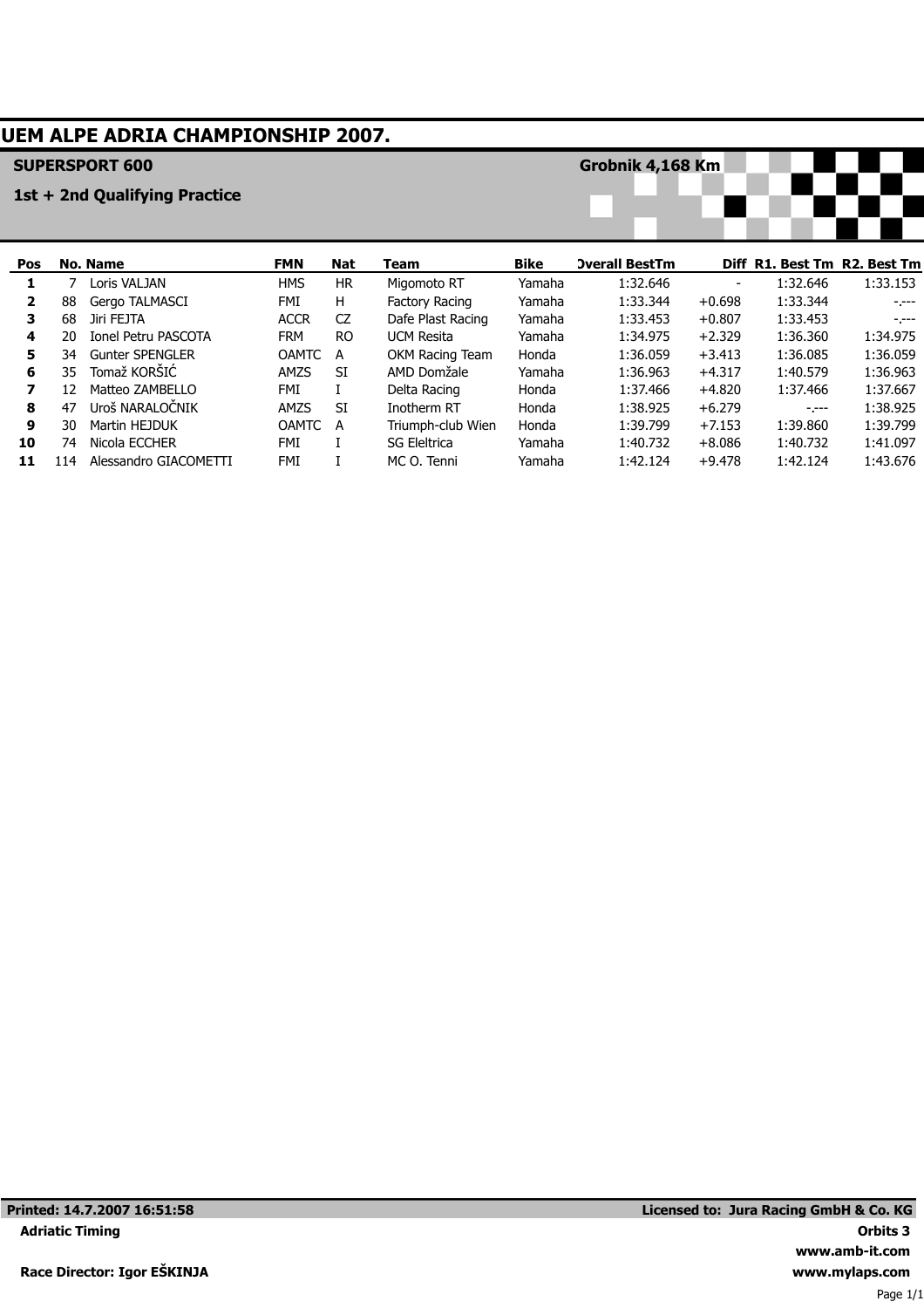# UEM ALPE ADRIA CHAMPIONSHIP 2007.

**SUPERSPORT 600**

**Grobnik 4,168 Km**

**1st + 2nd Qualifying Practice**

| Pos | No. | Name | FMN | Nat | Team | Bike | Overall BestTm | Diff | R1. Best Tm | R2. Best Tm |
|---|---|---|---|---|---|---|---|---|---|---|
| **1** | 7 | Loris VALJAN | HMS | HR | Migomoto RT | Yamaha | 1:32.646 | - | 1:32.646 | 1:33.153 |
| **2** | 88 | Gergo TALMASCI | FMI | H | Factory Racing | Yamaha | 1:33.344 | +0.698 | 1:33.344 | -.--- |
| **3** | 68 | Jiri FEJTA | ACCR | CZ | Dafe Plast Racing | Yamaha | 1:33.453 | +0.807 | 1:33.453 | -.--- |
| **4** | 20 | Ionel Petru PASCOTA | FRM | RO | UCM Resita | Yamaha | 1:34.975 | +2.329 | 1:36.360 | 1:34.975 |
| **5** | 34 | Gunter SPENGLER | OAMTC | A | OKM Racing Team | Honda | 1:36.059 | +3.413 | 1:36.085 | 1:36.059 |
| **6** | 35 | Tomaž KORŠIĆ | AMZS | SI | AMD Domžale | Yamaha | 1:36.963 | +4.317 | 1:40.579 | 1:36.963 |
| **7** | 12 | Matteo ZAMBELLO | FMI | I | Delta Racing | Honda | 1:37.466 | +4.820 | 1:37.466 | 1:37.667 |
| **8** | 47 | Uroš NARALOČNIK | AMZS | SI | Inotherm RT | Honda | 1:38.925 | +6.279 | -.--- | 1:38.925 |
| **9** | 30 | Martin HEJDUK | OAMTC | A | Triumph-club Wien | Honda | 1:39.799 | +7.153 | 1:39.860 | 1:39.799 |
| **10** | 74 | Nicola ECCHER | FMI | I | SG Eleltrica | Yamaha | 1:40.732 | +8.086 | 1:40.732 | 1:41.097 |
| **11** | 114 | Alessandro GIACOMETTI | FMI | I | MC O. Tenni | Yamaha | 1:42.124 | +9.478 | 1:42.124 | 1:43.676 |

**Printed: 14.7.2007 16:51:58**

**Licensed to: Jura Racing GmbH & Co. KG**

**Adriatic Timing**

**Orbits 3**

**www.amb-it.com**

**Race Director: Igor EŠKINJA**

**www.mylaps.com**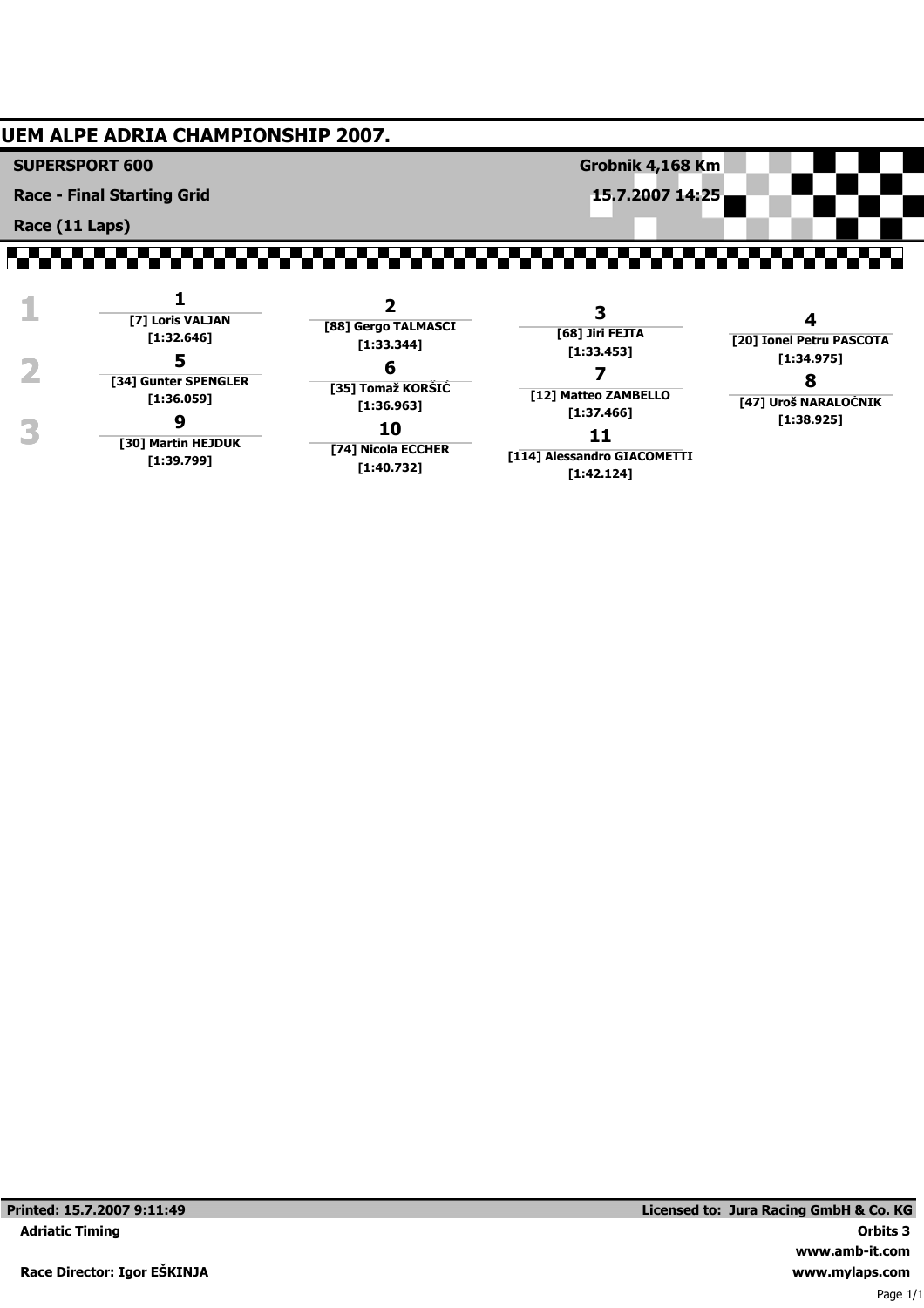# UEM ALPE ADRIA CHAMPIONSHIP 2007.

**SUPERSPORT 600** — **Grobnik 4,168 Km**

**Race - Final Starting Grid** — **15.7.2007 14:25**

**Race (11 Laps)**

| Row | | | | |
|---|---|---|---|---|
| 1 | **1** [7] Loris VALJAN [1:32.646] | **2** [88] Gergo TALMASCI [1:33.344] | **3** [68] Jiri FEJTA [1:33.453] | **4** [20] Ionel Petru PASCOTA [1:34.975] |
| 2 | **5** [34] Gunter SPENGLER [1:36.059] | **6** [35] Tomaž KORŠIĆ [1:36.963] | **7** [12] Matteo ZAMBELLO [1:37.466] | **8** [47] Uroš NARALOĆNIK [1:38.925] |
| 3 | **9** [30] Martin HEJDUK [1:39.799] | **10** [74] Nicola ECCHER [1:40.732] | **11** [114] Alessandro GIACOMETTI [1:42.124] | |

Printed: 15.7.2007 9:11:49 — Licensed to: Jura Racing GmbH & Co. KG

Adriatic Timing — Orbits 3

www.amb-it.com

Race Director: Igor EŠKINJA — www.mylaps.com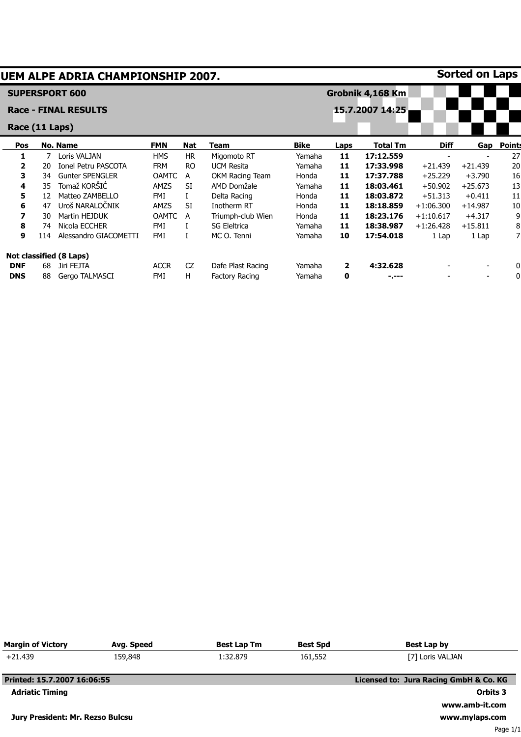# UEM ALPE ADRIA CHAMPIONSHIP 2007.

**Sorted on Laps**

**SUPERSPORT 600**

**Race - FINAL RESULTS**

**Race (11 Laps)**

**Grobnik 4,168 Km**

**15.7.2007 14:25**

| Pos | No. | Name | FMN | Nat | Team | Bike | Laps | Total Tm | Diff | Gap | Points |
|---|---|---|---|---|---|---|---|---|---|---|---|
| **1** | 7 | Loris VALJAN | HMS | HR | Migomoto RT | Yamaha | **11** | **17:12.559** | - | - | 27 |
| **2** | 20 | Ionel Petru PASCOTA | FRM | RO | UCM Resita | Yamaha | **11** | **17:33.998** | +21.439 | +21.439 | 20 |
| **3** | 34 | Gunter SPENGLER | OAMTC | A | OKM Racing Team | Honda | **11** | **17:37.788** | +25.229 | +3.790 | 16 |
| **4** | 35 | Tomaž KORŠIĆ | AMZS | SI | AMD Domžale | Yamaha | **11** | **18:03.461** | +50.902 | +25.673 | 13 |
| **5** | 12 | Matteo ZAMBELLO | FMI | I | Delta Racing | Honda | **11** | **18:03.872** | +51.313 | +0.411 | 11 |
| **6** | 47 | Uroš NARALOČNIK | AMZS | SI | Inotherm RT | Honda | **11** | **18:18.859** | +1:06.300 | +14.987 | 10 |
| **7** | 30 | Martin HEJDUK | OAMTC | A | Triumph-club Wien | Honda | **11** | **18:23.176** | +1:10.617 | +4.317 | 9 |
| **8** | 74 | Nicola ECCHER | FMI | I | SG Eleltrica | Yamaha | **11** | **18:38.987** | +1:26.428 | +15.811 | 8 |
| **9** | 114 | Alessandro GIACOMETTI | FMI | I | MC O. Tenni | Yamaha | **10** | **17:54.018** | 1 Lap | 1 Lap | 7 |
| **Not classified (8 Laps)** | | | | | | | | | | | |
| **DNF** | 68 | Jiri FEJTA | ACCR | CZ | Dafe Plast Racing | Yamaha | **2** | **4:32.628** | - | - | 0 |
| **DNS** | 88 | Gergo TALMASCI | FMI | H | Factory Racing | Yamaha | **0** | **-.---** | - | - | 0 |

| Margin of Victory | Avg. Speed | Best Lap Tm | Best Spd | Best Lap by |
|---|---|---|---|---|
| +21.439 | 159,848 | 1:32.879 | 161,552 | [7] Loris VALJAN |

**Printed: 15.7.2007 16:06:55**

**Licensed to: Jura Racing GmbH & Co. KG**

**Adriatic Timing**

**Orbits 3**

**www.amb-it.com**

**Jury President: Mr. Rezso Bulcsu**

**www.mylaps.com**